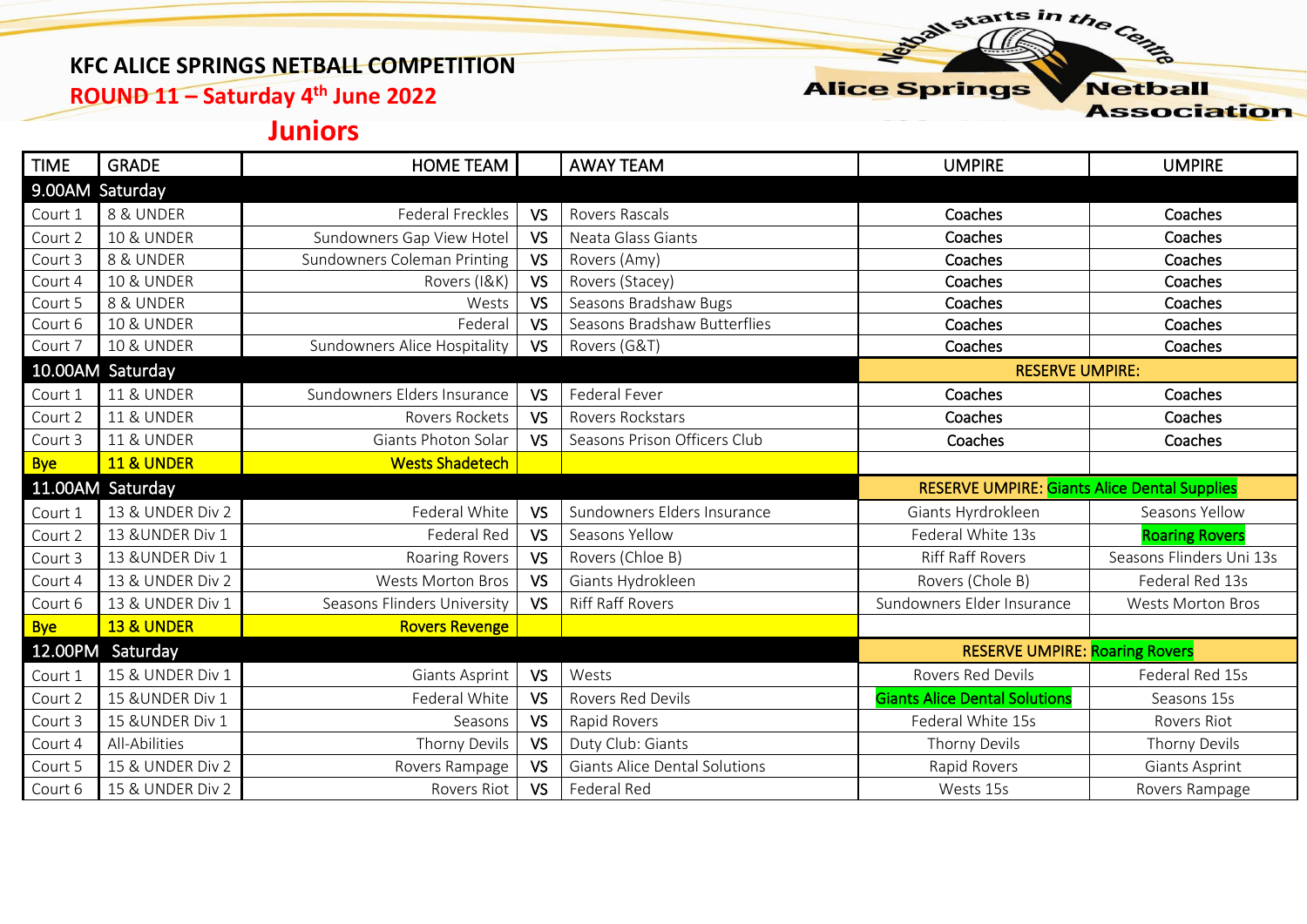# KFC ALICE SPRINGS NETBALL COMPETITION

## ROUND 11 – Saturday 4th June 2022

Netball starts in the Centre — Alice Springs Netball Association

## Juniors

| TIME | GRADE | HOME TEAM | | AWAY TEAM | UMPIRE | UMPIRE |
|---|---|---|---|---|---|---|
| 9.00AM Saturday | | | | | | |
| Court 1 | 8 & UNDER | Federal Freckles | VS | Rovers Rascals | Coaches | Coaches |
| Court 2 | 10 & UNDER | Sundowners Gap View Hotel | VS | Neata Glass Giants | Coaches | Coaches |
| Court 3 | 8 & UNDER | Sundowners Coleman Printing | VS | Rovers (Amy) | Coaches | Coaches |
| Court 4 | 10 & UNDER | Rovers (I&K) | VS | Rovers (Stacey) | Coaches | Coaches |
| Court 5 | 8 & UNDER | Wests | VS | Seasons Bradshaw Bugs | Coaches | Coaches |
| Court 6 | 10 & UNDER | Federal | VS | Seasons Bradshaw Butterflies | Coaches | Coaches |
| Court 7 | 10 & UNDER | Sundowners Alice Hospitality | VS | Rovers (G&T) | Coaches | Coaches |
| 10.00AM Saturday | | | | | RESERVE UMPIRE: | |
| Court 1 | 11 & UNDER | Sundowners Elders Insurance | VS | Federal Fever | Coaches | Coaches |
| Court 2 | 11 & UNDER | Rovers Rockets | VS | Rovers Rockstars | Coaches | Coaches |
| Court 3 | 11 & UNDER | Giants Photon Solar | VS | Seasons Prison Officers Club | Coaches | Coaches |
| Bye | 11 & UNDER | Wests Shadetech | | | | |
| 11.00AM Saturday | | | | | RESERVE UMPIRE: Giants Alice Dental Supplies | |
| Court 1 | 13 & UNDER Div 2 | Federal White | VS | Sundowners Elders Insurance | Giants Hyrdrokleen | Seasons Yellow |
| Court 2 | 13 &UNDER Div 1 | Federal Red | VS | Seasons Yellow | Federal White 13s | Roaring Rovers |
| Court 3 | 13 &UNDER Div 1 | Roaring Rovers | VS | Rovers (Chloe B) | Riff Raff Rovers | Seasons Flinders Uni 13s |
| Court 4 | 13 & UNDER Div 2 | Wests Morton Bros | VS | Giants Hydrokleen | Rovers (Chole B) | Federal Red 13s |
| Court 6 | 13 & UNDER Div 1 | Seasons Flinders University | VS | Riff Raff Rovers | Sundowners Elder Insurance | Wests Morton Bros |
| Bye | 13 & UNDER | Rovers Revenge | | | | |
| 12.00PM Saturday | | | | | RESERVE UMPIRE: Roaring Rovers | |
| Court 1 | 15 & UNDER Div 1 | Giants Asprint | VS | Wests | Rovers Red Devils | Federal Red 15s |
| Court 2 | 15 &UNDER Div 1 | Federal White | VS | Rovers Red Devils | Giants Alice Dental Solutions | Seasons 15s |
| Court 3 | 15 &UNDER Div 1 | Seasons | VS | Rapid Rovers | Federal White 15s | Rovers Riot |
| Court 4 | All-Abilities | Thorny Devils | VS | Duty Club: Giants | Thorny Devils | Thorny Devils |
| Court 5 | 15 & UNDER Div 2 | Rovers Rampage | VS | Giants Alice Dental Solutions | Rapid Rovers | Giants Asprint |
| Court 6 | 15 & UNDER Div 2 | Rovers Riot | VS | Federal Red | Wests 15s | Rovers Rampage |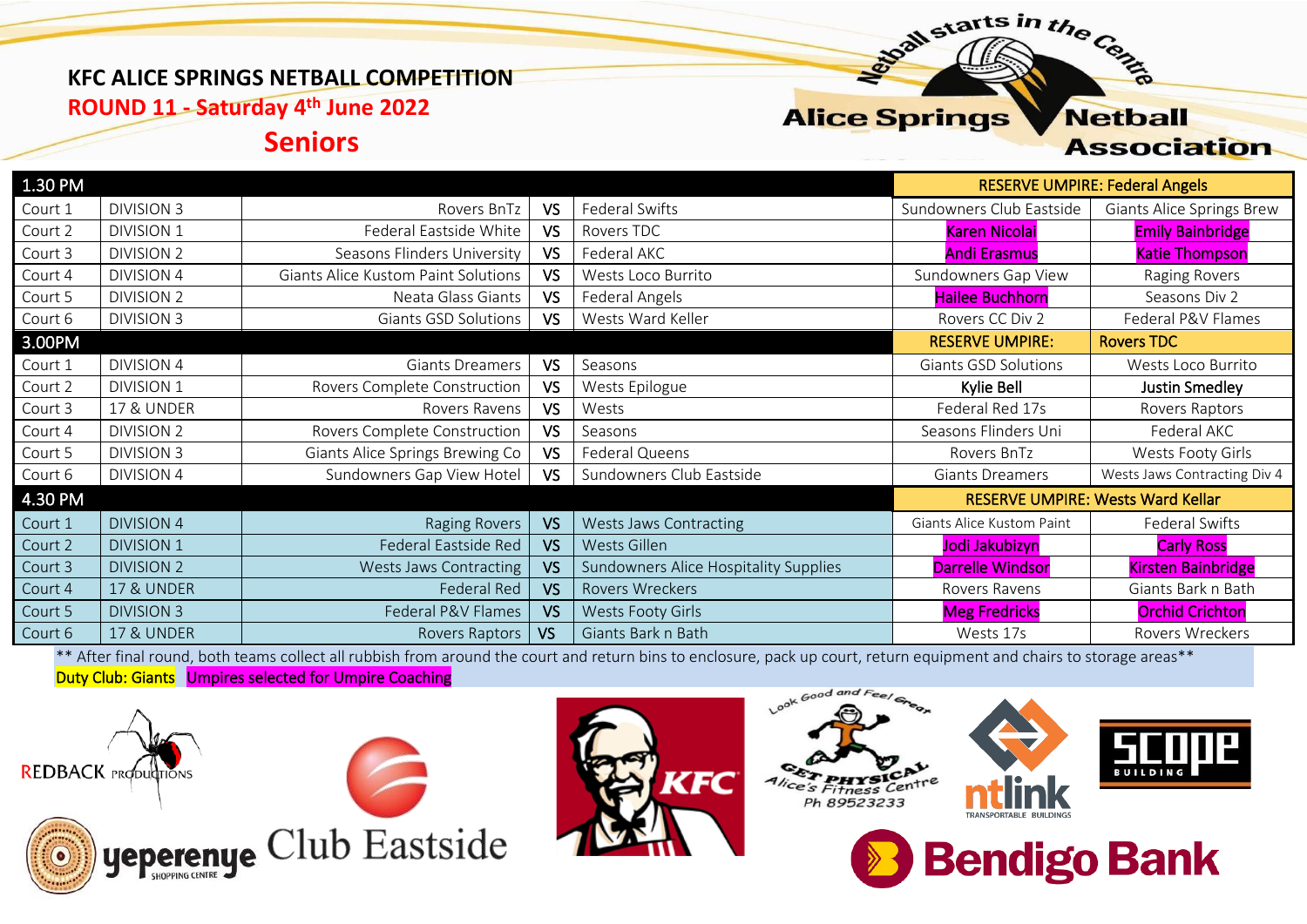**KFC ALICE SPRINGS NETBALL COMPETITION**

**ROUND 11 - Saturday 4th June 2022**

## Seniors

Netball starts in the Centre – Alice Springs Netball Association

| | | | | | | |
|---|---|---|---|---|---|---|
| **1.30 PM** | | | | | **RESERVE UMPIRE: Federal Angels** | |
| Court 1 | DIVISION 3 | Rovers BnTz | VS | Federal Swifts | Sundowners Club Eastside | Giants Alice Springs Brew |
| Court 2 | DIVISION 1 | Federal Eastside White | VS | Rovers TDC | Karen Nicolai | Emily Bainbridge |
| Court 3 | DIVISION 2 | Seasons Flinders University | VS | Federal AKC | Andi Erasmus | Katie Thompson |
| Court 4 | DIVISION 4 | Giants Alice Kustom Paint Solutions | VS | Wests Loco Burrito | Sundowners Gap View | Raging Rovers |
| Court 5 | DIVISION 2 | Neata Glass Giants | VS | Federal Angels | Hailee Buchhorn | Seasons Div 2 |
| Court 6 | DIVISION 3 | Giants GSD Solutions | VS | Wests Ward Keller | Rovers CC Div 2 | Federal P&V Flames |
| **3.00PM** | | | | | **RESERVE UMPIRE:** | **Rovers TDC** |
| Court 1 | DIVISION 4 | Giants Dreamers | VS | Seasons | Giants GSD Solutions | Wests Loco Burrito |
| Court 2 | DIVISION 1 | Rovers Complete Construction | VS | Wests Epilogue | Kylie Bell | Justin Smedley |
| Court 3 | 17 & UNDER | Rovers Ravens | VS | Wests | Federal Red 17s | Rovers Raptors |
| Court 4 | DIVISION 2 | Rovers Complete Construction | VS | Seasons | Seasons Flinders Uni | Federal AKC |
| Court 5 | DIVISION 3 | Giants Alice Springs Brewing Co | VS | Federal Queens | Rovers BnTz | Wests Footy Girls |
| Court 6 | DIVISION 4 | Sundowners Gap View Hotel | VS | Sundowners Club Eastside | Giants Dreamers | Wests Jaws Contracting Div 4 |
| **4.30 PM** | | | | | **RESERVE UMPIRE: Wests Ward Kellar** | |
| Court 1 | DIVISION 4 | Raging Rovers | VS | Wests Jaws Contracting | Giants Alice Kustom Paint | Federal Swifts |
| Court 2 | DIVISION 1 | Federal Eastside Red | VS | Wests Gillen | Jodi Jakubizyn | Carly Ross |
| Court 3 | DIVISION 2 | Wests Jaws Contracting | VS | Sundowners Alice Hospitality Supplies | Darrelle Windsor | Kirsten Bainbridge |
| Court 4 | 17 & UNDER | Federal Red | VS | Rovers Wreckers | Rovers Ravens | Giants Bark n Bath |
| Court 5 | DIVISION 3 | Federal P&V Flames | VS | Wests Footy Girls | Meg Fredricks | Orchid Crichton |
| Court 6 | 17 & UNDER | Rovers Raptors | VS | Giants Bark n Bath | Wests 17s | Rovers Wreckers |

** After final round, both teams collect all rubbish from around the court and return bins to enclosure, pack up court, return equipment and chairs to storage areas**

Duty Club: Giants   Umpires selected for Umpire Coaching

REDBACK PRODUCTIONS · Club Eastside · KFC · Get Physical Alice's Fitness Centre Ph 89523233 · ntlink TRANSPORTABLE BUILDINGS · SCOPE BUILDING · yeperenye SHOPPING CENTRE · Bendigo Bank